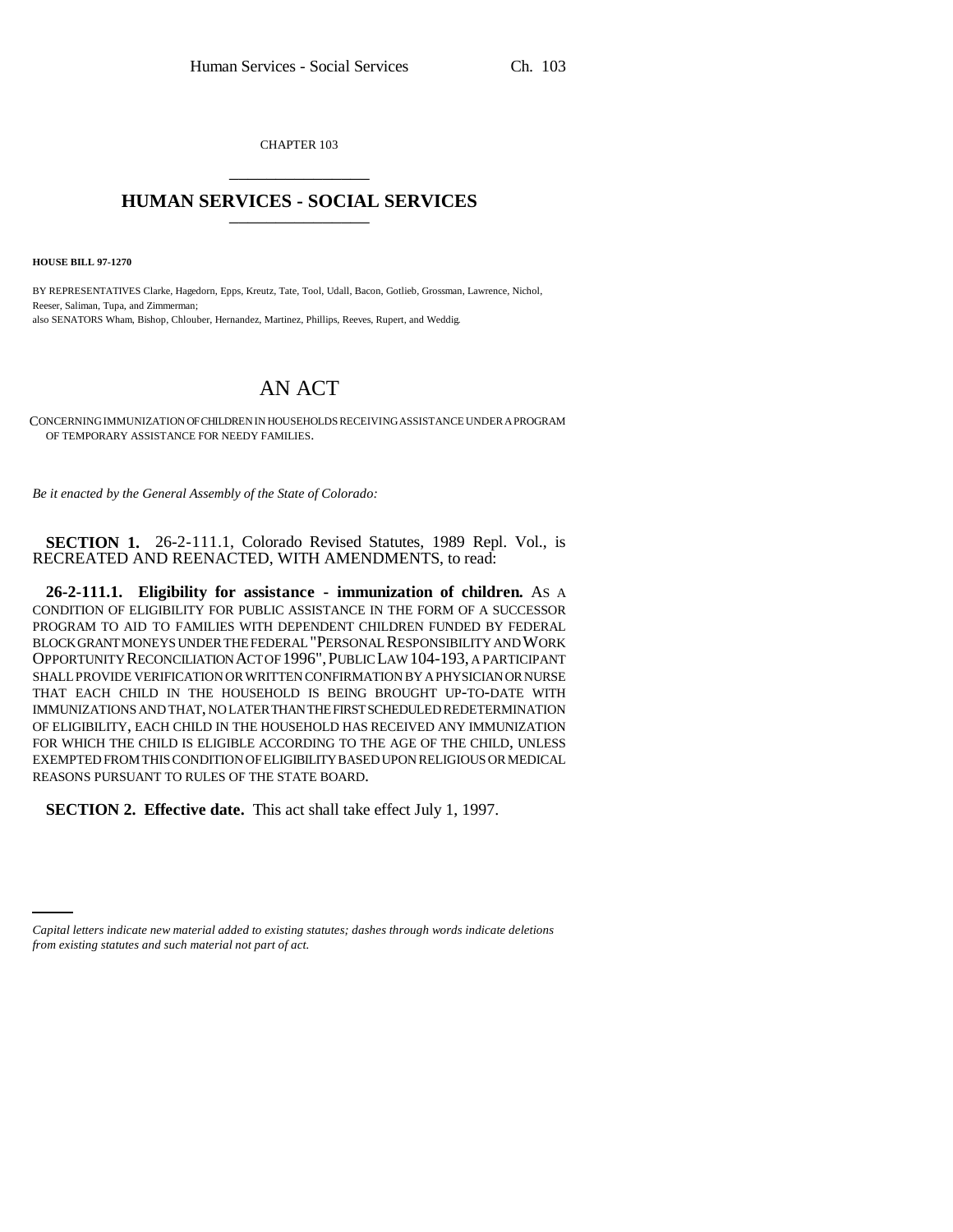CHAPTER 103

# HUMAN SERVICES - SOCIAL SERVICES

**HOUSE BILL 97-1270**

BY REPRESENTATIVES Clarke, Hagedorn, Epps, Kreutz, Tate, Tool, Udall, Bacon, Gotlieb, Grossman, Lawrence, Nichol, Reeser, Saliman, Tupa, and Zimmerman;
also SENATORS Wham, Bishop, Chlouber, Hernandez, Martinez, Phillips, Reeves, Rupert, and Weddig.

# AN ACT

CONCERNING IMMUNIZATION OF CHILDREN IN HOUSEHOLDS RECEIVING ASSISTANCE UNDER A PROGRAM OF TEMPORARY ASSISTANCE FOR NEEDY FAMILIES.

*Be it enacted by the General Assembly of the State of Colorado:*

**SECTION 1.** 26-2-111.1, Colorado Revised Statutes, 1989 Repl. Vol., is RECREATED AND REENACTED, WITH AMENDMENTS, to read:

**26-2-111.1. Eligibility for assistance - immunization of children.** AS A CONDITION OF ELIGIBILITY FOR PUBLIC ASSISTANCE IN THE FORM OF A SUCCESSOR PROGRAM TO AID TO FAMILIES WITH DEPENDENT CHILDREN FUNDED BY FEDERAL BLOCK GRANT MONEYS UNDER THE FEDERAL "PERSONAL RESPONSIBILITY AND WORK OPPORTUNITY RECONCILIATION ACT OF 1996", PUBLIC LAW 104-193, A PARTICIPANT SHALL PROVIDE VERIFICATION OR WRITTEN CONFIRMATION BY A PHYSICIAN OR NURSE THAT EACH CHILD IN THE HOUSEHOLD IS BEING BROUGHT UP-TO-DATE WITH IMMUNIZATIONS AND THAT, NO LATER THAN THE FIRST SCHEDULED REDETERMINATION OF ELIGIBILITY, EACH CHILD IN THE HOUSEHOLD HAS RECEIVED ANY IMMUNIZATION FOR WHICH THE CHILD IS ELIGIBLE ACCORDING TO THE AGE OF THE CHILD, UNLESS EXEMPTED FROM THIS CONDITION OF ELIGIBILITY BASED UPON RELIGIOUS OR MEDICAL REASONS PURSUANT TO RULES OF THE STATE BOARD.

**SECTION 2. Effective date.** This act shall take effect July 1, 1997.

*Capital letters indicate new material added to existing statutes; dashes through words indicate deletions from existing statutes and such material not part of act.*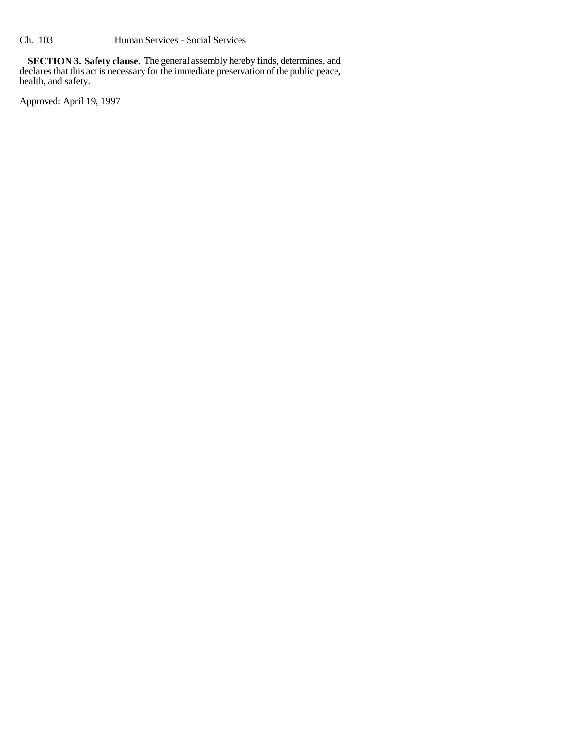**SECTION 3. Safety clause.** The general assembly hereby finds, determines, and declares that this act is necessary for the immediate preservation of the public peace, health, and safety.

Approved: April 19, 1997